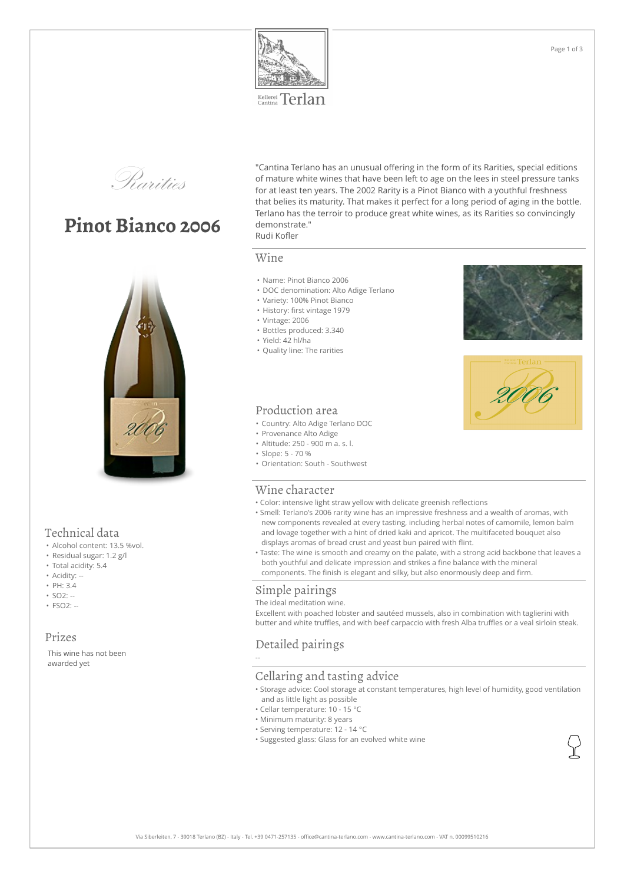Kellerei Cantina Terlan

*Rarities*

# Pinot Bianco 2006

"Cantina Terlano has an unusual offering in the form of its Rarities, special editions of mature white wines that have been left to age on the lees in steel pressure tanks for at least ten years. The 2002 Rarity is a Pinot Bianco with a youthful freshness that belies its maturity. That makes it perfect for a long period of aging in the bottle. Terlano has the terroir to produce great white wines, as its Rarities so convincingly demonstrate."
Rudi Kofler

## Wine

- Name: Pinot Bianco 2006
- DOC denomination: Alto Adige Terlano
- Variety: 100% Pinot Bianco
- History: first vintage 1979
- Vintage: 2006
- Bottles produced: 3.340
- Yield: 42 hl/ha
- Quality line: The rarities

## Production area

- Country: Alto Adige Terlano DOC
- Provenance Alto Adige
- Altitude: 250 - 900 m a. s. l.
- Slope: 5 - 70 %
- Orientation: South - Southwest

## Wine character

- Color: intensive light straw yellow with delicate greenish reflections
- Smell: Terlano's 2006 rarity wine has an impressive freshness and a wealth of aromas, with new components revealed at every tasting, including herbal notes of camomile, lemon balm and lovage together with a hint of dried kaki and apricot. The multifaceted bouquet also displays aromas of bread crust and yeast bun paired with flint.
- Taste: The wine is smooth and creamy on the palate, with a strong acid backbone that leaves a both youthful and delicate impression and strikes a fine balance with the mineral components. The finish is elegant and silky, but also enormously deep and firm.

## Simple pairings

The ideal meditation wine.

Excellent with poached lobster and sautéed mussels, also in combination with taglierini with butter and white truffles, and with beef carpaccio with fresh Alba truffles or a veal sirloin steak.

## Detailed pairings

--

## Cellaring and tasting advice

- Storage advice: Cool storage at constant temperatures, high level of humidity, good ventilation and as little light as possible
- Cellar temperature: 10 - 15 °C
- Minimum maturity: 8 years
- Serving temperature: 12 - 14 °C
- Suggested glass: Glass for an evolved white wine

## Technical data

- Alcohol content: 13.5 %vol.
- Residual sugar: 1.2 g/l
- Total acidity: 5.4
- Acidity: --
- PH: 3.4
- SO2: --
- FSO2: --

## Prizes

This wine has not been awarded yet

Via Siberleiten, 7 - 39018 Terlano (BZ) - Italy - Tel. +39 0471-257135 - office@cantina-terlano.com - www.cantina-terlano.com - VAT n. 00099510216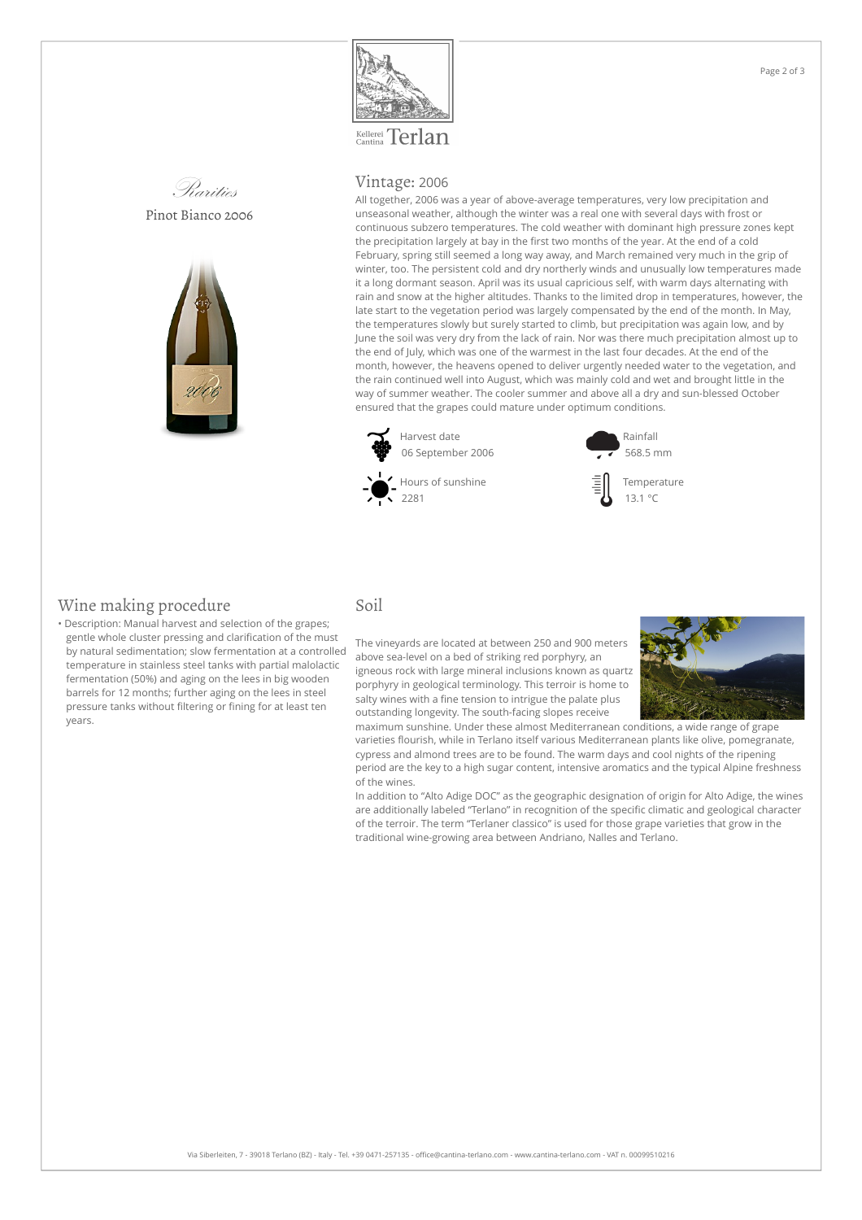Kellerei Cantina Terlan

*Rarities*

Pinot Bianco 2006

## Vintage: 2006

All together, 2006 was a year of above-average temperatures, very low precipitation and unseasonal weather, although the winter was a real one with several days with frost or continuous subzero temperatures. The cold weather with dominant high pressure zones kept the precipitation largely at bay in the first two months of the year. At the end of a cold February, spring still seemed a long way away, and March remained very much in the grip of winter, too. The persistent cold and dry northerly winds and unusually low temperatures made it a long dormant season. April was its usual capricious self, with warm days alternating with rain and snow at the higher altitudes. Thanks to the limited drop in temperatures, however, the late start to the vegetation period was largely compensated by the end of the month. In May, the temperatures slowly but surely started to climb, but precipitation was again low, and by June the soil was very dry from the lack of rain. Nor was there much precipitation almost up to the end of July, which was one of the warmest in the last four decades. At the end of the month, however, the heavens opened to deliver urgently needed water to the vegetation, and the rain continued well into August, which was mainly cold and wet and brought little in the way of summer weather. The cooler summer and above all a dry and sun-blessed October ensured that the grapes could mature under optimum conditions.

Harvest date
06 September 2006

Rainfall
568.5 mm

Hours of sunshine
2281

Temperature
13.1 °C

## Wine making procedure

- Description: Manual harvest and selection of the grapes; gentle whole cluster pressing and clarification of the must by natural sedimentation; slow fermentation at a controlled temperature in stainless steel tanks with partial malolactic fermentation (50%) and aging on the lees in big wooden barrels for 12 months; further aging on the lees in steel pressure tanks without filtering or fining for at least ten years.

## Soil

The vineyards are located at between 250 and 900 meters above sea-level on a bed of striking red porphyry, an igneous rock with large mineral inclusions known as quartz porphyry in geological terminology. This terroir is home to salty wines with a fine tension to intrigue the palate plus outstanding longevity. The south-facing slopes receive maximum sunshine. Under these almost Mediterranean conditions, a wide range of grape varieties flourish, while in Terlano itself various Mediterranean plants like olive, pomegranate, cypress and almond trees are to be found. The warm days and cool nights of the ripening period are the key to a high sugar content, intensive aromatics and the typical Alpine freshness of the wines.

In addition to "Alto Adige DOC" as the geographic designation of origin for Alto Adige, the wines are additionally labeled "Terlano" in recognition of the specific climatic and geological character of the terroir. The term "Terlaner classico" is used for those grape varieties that grow in the traditional wine-growing area between Andriano, Nalles and Terlano.

Via Siberleiten, 7 - 39018 Terlano (BZ) - Italy - Tel. +39 0471-257135 - office@cantina-terlano.com - www.cantina-terlano.com - VAT n. 00099510216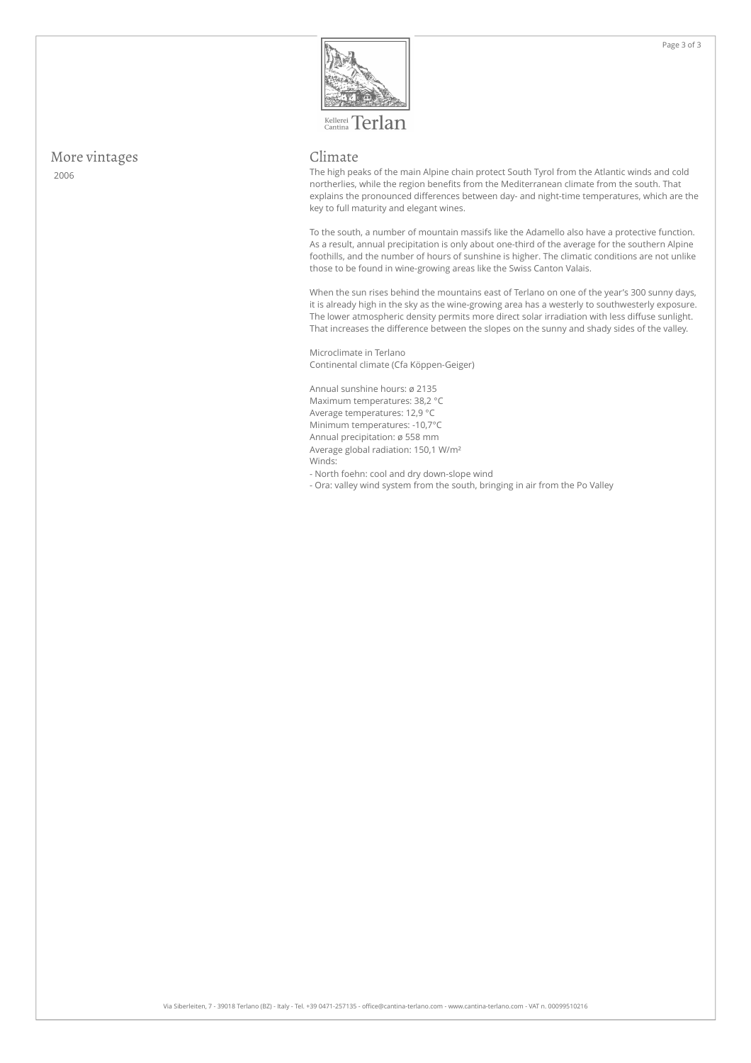Kellerei Cantina Terlan

## More vintages

2006

## Climate

The high peaks of the main Alpine chain protect South Tyrol from the Atlantic winds and cold northerlies, while the region benefits from the Mediterranean climate from the south. That explains the pronounced differences between day- and night-time temperatures, which are the key to full maturity and elegant wines.

To the south, a number of mountain massifs like the Adamello also have a protective function. As a result, annual precipitation is only about one-third of the average for the southern Alpine foothills, and the number of hours of sunshine is higher. The climatic conditions are not unlike those to be found in wine-growing areas like the Swiss Canton Valais.

When the sun rises behind the mountains east of Terlano on one of the year's 300 sunny days, it is already high in the sky as the wine-growing area has a westerly to southwesterly exposure. The lower atmospheric density permits more direct solar irradiation with less diffuse sunlight. That increases the difference between the slopes on the sunny and shady sides of the valley.

Microclimate in Terlano
Continental climate (Cfa Köppen-Geiger)

Annual sunshine hours: ø 2135
Maximum temperatures: 38,2 °C
Average temperatures: 12,9 °C
Minimum temperatures: -10,7°C
Annual precipitation: ø 558 mm
Average global radiation: 150,1 W/m²
Winds:
- North foehn: cool and dry down-slope wind
- Ora: valley wind system from the south, bringing in air from the Po Valley

Via Siberleiten, 7 - 39018 Terlano (BZ) - Italy - Tel. +39 0471-257135 - office@cantina-terlano.com - www.cantina-terlano.com - VAT n. 00099510216